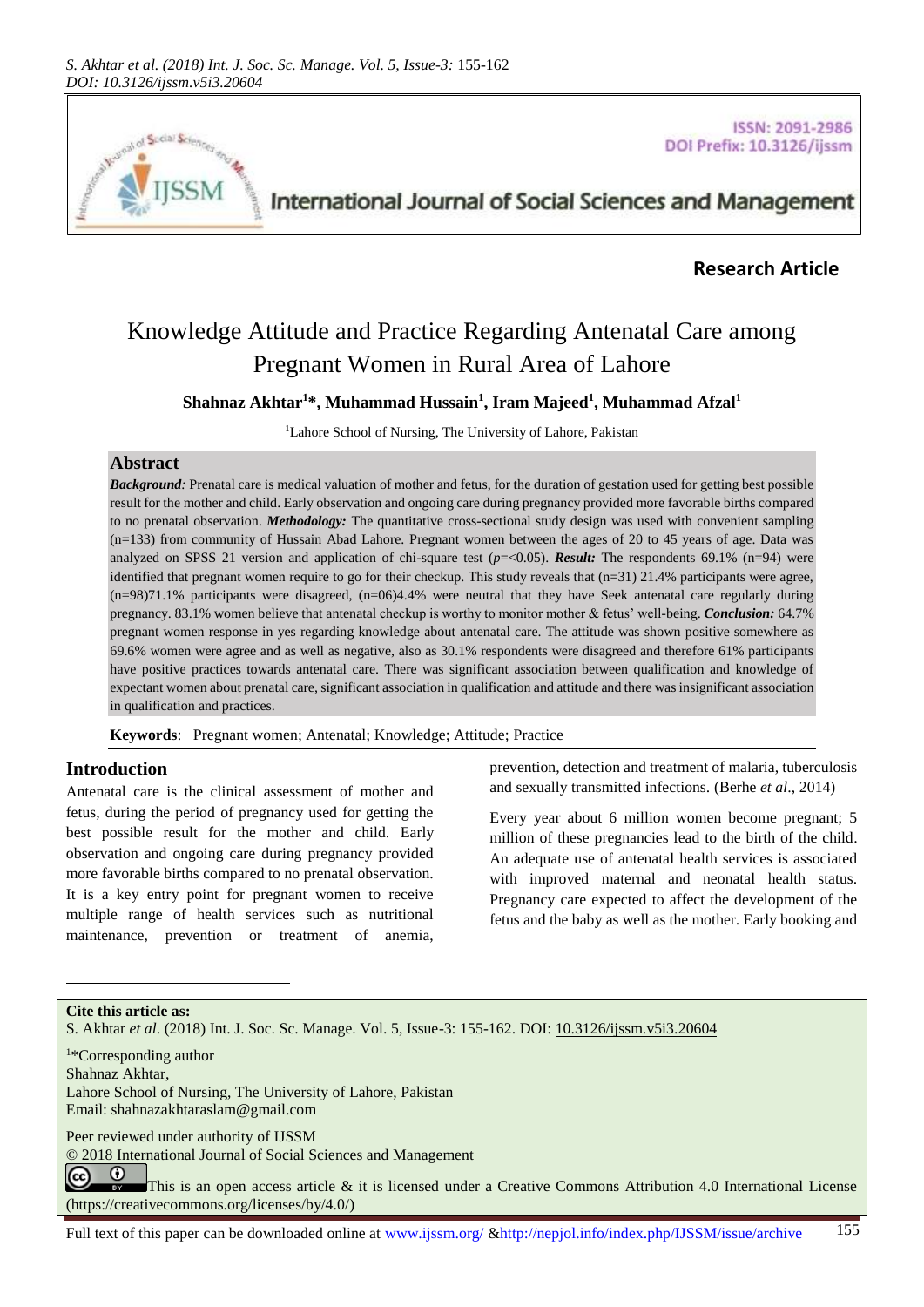ISSN: 2091-2986
DOI Prefix: 10.3126/ijssm

International Journal of Social Sciences and Management

**Research Article**

# Knowledge Attitude and Practice Regarding Antenatal Care among Pregnant Women in Rural Area of Lahore

**Shahnaz Akhtar[1]\*, Muhammad Hussain[1], Iram Majeed[1], Muhammad Afzal[1]**

[1]Lahore School of Nursing, The University of Lahore, Pakistan

## Abstract

***Background**:* Prenatal care is medical valuation of mother and fetus, for the duration of gestation used for getting best possible result for the mother and child. Early observation and ongoing care during pregnancy provided more favorable births compared to no prenatal observation. ***Methodology:*** The quantitative cross-sectional study design was used with convenient sampling (n=133) from community of Hussain Abad Lahore. Pregnant women between the ages of 20 to 45 years of age. Data was analyzed on SPSS 21 version and application of chi-square test ($p$=<0.05). ***Result:*** The respondents 69.1% (n=94) were identified that pregnant women require to go for their checkup. This study reveals that (n=31) 21.4% participants were agree, (n=98)71.1% participants were disagreed, (n=06)4.4% were neutral that they have Seek antenatal care regularly during pregnancy. 83.1% women believe that antenatal checkup is worthy to monitor mother & fetus' well-being. ***Conclusion:*** 64.7% pregnant women response in yes regarding knowledge about antenatal care. The attitude was shown positive somewhere as 69.6% women were agree and as well as negative, also as 30.1% respondents were disagreed and therefore 61% participants have positive practices towards antenatal care. There was significant association between qualification and knowledge of expectant women about prenatal care, significant association in qualification and attitude and there was insignificant association in qualification and practices.

**Keywords**: Pregnant women; Antenatal; Knowledge; Attitude; Practice

## Introduction

Antenatal care is the clinical assessment of mother and fetus, during the period of pregnancy used for getting the best possible result for the mother and child. Early observation and ongoing care during pregnancy provided more favorable births compared to no prenatal observation. It is a key entry point for pregnant women to receive multiple range of health services such as nutritional maintenance, prevention or treatment of anemia, prevention, detection and treatment of malaria, tuberculosis and sexually transmitted infections. (Berhe *et al*., 2014)

Every year about 6 million women become pregnant; 5 million of these pregnancies lead to the birth of the child. An adequate use of antenatal health services is associated with improved maternal and neonatal health status. Pregnancy care expected to affect the development of the fetus and the baby as well as the mother. Early booking and

---

**Cite this article as:**
S. Akhtar *et al*. (2018) Int. J. Soc. Sc. Manage. Vol. 5, Issue-3: 155-162. DOI: 10.3126/ijssm.v5i3.20604

[1]\*Corresponding author
Shahnaz Akhtar,
Lahore School of Nursing, The University of Lahore, Pakistan
Email: shahnazakhtaraslam@gmail.com

Peer reviewed under authority of IJSSM
© 2018 International Journal of Social Sciences and Management
This is an open access article & it is licensed under a Creative Commons Attribution 4.0 International License (https://creativecommons.org/licenses/by/4.0/)

Full text of this paper can be downloaded online at www.ijssm.org/ &http://nepjol.info/index.php/IJSSM/issue/archive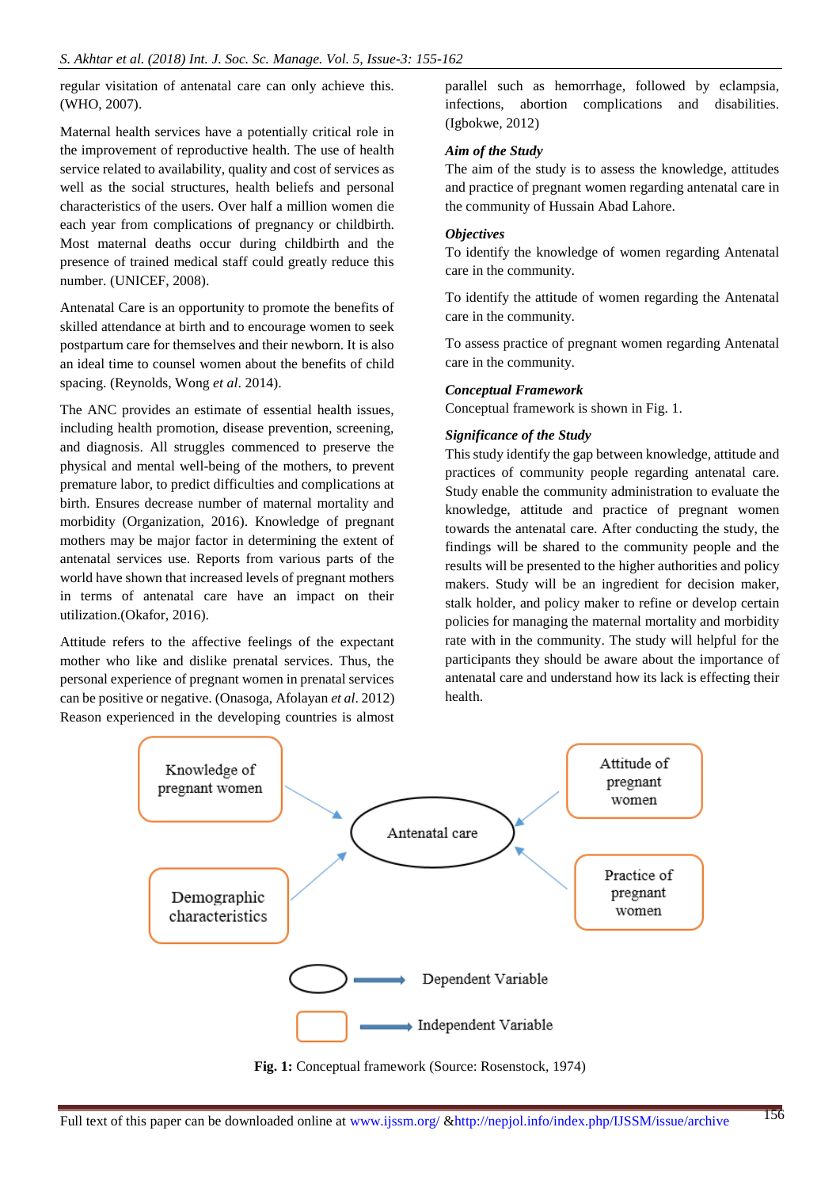regular visitation of antenatal care can only achieve this. (WHO, 2007).

Maternal health services have a potentially critical role in the improvement of reproductive health. The use of health service related to availability, quality and cost of services as well as the social structures, health beliefs and personal characteristics of the users. Over half a million women die each year from complications of pregnancy or childbirth. Most maternal deaths occur during childbirth and the presence of trained medical staff could greatly reduce this number. (UNICEF, 2008).

Antenatal Care is an opportunity to promote the benefits of skilled attendance at birth and to encourage women to seek postpartum care for themselves and their newborn. It is also an ideal time to counsel women about the benefits of child spacing. (Reynolds, Wong *et al*. 2014).

The ANC provides an estimate of essential health issues, including health promotion, disease prevention, screening, and diagnosis. All struggles commenced to preserve the physical and mental well-being of the mothers, to prevent premature labor, to predict difficulties and complications at birth. Ensures decrease number of maternal mortality and morbidity (Organization, 2016). Knowledge of pregnant mothers may be major factor in determining the extent of antenatal services use. Reports from various parts of the world have shown that increased levels of pregnant mothers in terms of antenatal care have an impact on their utilization.(Okafor, 2016).

Attitude refers to the affective feelings of the expectant mother who like and dislike prenatal services. Thus, the personal experience of pregnant women in prenatal services can be positive or negative. (Onasoga, Afolayan *et al*. 2012) Reason experienced in the developing countries is almost parallel such as hemorrhage, followed by eclampsia, infections, abortion complications and disabilities. (Igbokwe, 2012)

### *Aim of the Study*

The aim of the study is to assess the knowledge, attitudes and practice of pregnant women regarding antenatal care in the community of Hussain Abad Lahore.

### *Objectives*

To identify the knowledge of women regarding Antenatal care in the community.

To identify the attitude of women regarding the Antenatal care in the community.

To assess practice of pregnant women regarding Antenatal care in the community.

### *Conceptual Framework*

Conceptual framework is shown in Fig. 1.

### *Significance of the Study*

This study identify the gap between knowledge, attitude and practices of community people regarding antenatal care. Study enable the community administration to evaluate the knowledge, attitude and practice of pregnant women towards the antenatal care. After conducting the study, the findings will be shared to the community people and the results will be presented to the higher authorities and policy makers. Study will be an ingredient for decision maker, stalk holder, and policy maker to refine or develop certain policies for managing the maternal mortality and morbidity rate with in the community. The study will helpful for the participants they should be aware about the importance of antenatal care and understand how its lack is effecting their health.

Knowledge of pregnant women

Attitude of pregnant women

Antenatal care

Demographic characteristics

Practice of pregnant women

Dependent Variable

Independent Variable

**Fig. 1:** Conceptual framework (Source: Rosenstock, 1974)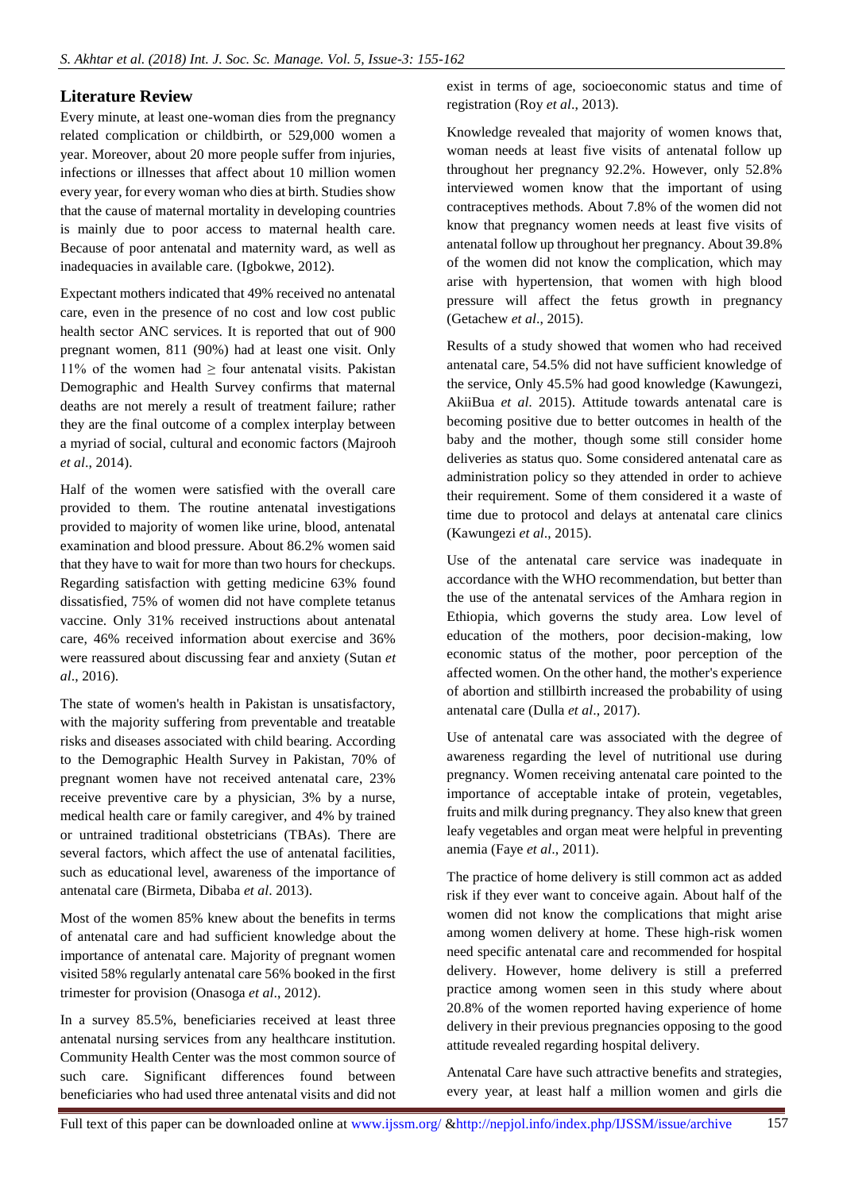## Literature Review

Every minute, at least one-woman dies from the pregnancy related complication or childbirth, or 529,000 women a year. Moreover, about 20 more people suffer from injuries, infections or illnesses that affect about 10 million women every year, for every woman who dies at birth. Studies show that the cause of maternal mortality in developing countries is mainly due to poor access to maternal health care. Because of poor antenatal and maternity ward, as well as inadequacies in available care. (Igbokwe, 2012).

Expectant mothers indicated that 49% received no antenatal care, even in the presence of no cost and low cost public health sector ANC services. It is reported that out of 900 pregnant women, 811 (90%) had at least one visit. Only 11% of the women had ≥ four antenatal visits. Pakistan Demographic and Health Survey confirms that maternal deaths are not merely a result of treatment failure; rather they are the final outcome of a complex interplay between a myriad of social, cultural and economic factors (Majrooh *et al*., 2014).

Half of the women were satisfied with the overall care provided to them. The routine antenatal investigations provided to majority of women like urine, blood, antenatal examination and blood pressure. About 86.2% women said that they have to wait for more than two hours for checkups. Regarding satisfaction with getting medicine 63% found dissatisfied, 75% of women did not have complete tetanus vaccine. Only 31% received instructions about antenatal care, 46% received information about exercise and 36% were reassured about discussing fear and anxiety (Sutan *et al*., 2016).

The state of women's health in Pakistan is unsatisfactory, with the majority suffering from preventable and treatable risks and diseases associated with child bearing. According to the Demographic Health Survey in Pakistan, 70% of pregnant women have not received antenatal care, 23% receive preventive care by a physician, 3% by a nurse, medical health care or family caregiver, and 4% by trained or untrained traditional obstetricians (TBAs). There are several factors, which affect the use of antenatal facilities, such as educational level, awareness of the importance of antenatal care (Birmeta, Dibaba *et al*. 2013).

Most of the women 85% knew about the benefits in terms of antenatal care and had sufficient knowledge about the importance of antenatal care. Majority of pregnant women visited 58% regularly antenatal care 56% booked in the first trimester for provision (Onasoga *et al*., 2012).

In a survey 85.5%, beneficiaries received at least three antenatal nursing services from any healthcare institution. Community Health Center was the most common source of such care. Significant differences found between beneficiaries who had used three antenatal visits and did not exist in terms of age, socioeconomic status and time of registration (Roy *et al*., 2013).

Knowledge revealed that majority of women knows that, woman needs at least five visits of antenatal follow up throughout her pregnancy 92.2%. However, only 52.8% interviewed women know that the important of using contraceptives methods. About 7.8% of the women did not know that pregnancy women needs at least five visits of antenatal follow up throughout her pregnancy. About 39.8% of the women did not know the complication, which may arise with hypertension, that women with high blood pressure will affect the fetus growth in pregnancy (Getachew *et al*., 2015).

Results of a study showed that women who had received antenatal care, 54.5% did not have sufficient knowledge of the service, Only 45.5% had good knowledge (Kawungezi, AkiiBua *et al*. 2015). Attitude towards antenatal care is becoming positive due to better outcomes in health of the baby and the mother, though some still consider home deliveries as status quo. Some considered antenatal care as administration policy so they attended in order to achieve their requirement. Some of them considered it a waste of time due to protocol and delays at antenatal care clinics (Kawungezi *et al*., 2015).

Use of the antenatal care service was inadequate in accordance with the WHO recommendation, but better than the use of the antenatal services of the Amhara region in Ethiopia, which governs the study area. Low level of education of the mothers, poor decision-making, low economic status of the mother, poor perception of the affected women. On the other hand, the mother's experience of abortion and stillbirth increased the probability of using antenatal care (Dulla *et al*., 2017).

Use of antenatal care was associated with the degree of awareness regarding the level of nutritional use during pregnancy. Women receiving antenatal care pointed to the importance of acceptable intake of protein, vegetables, fruits and milk during pregnancy. They also knew that green leafy vegetables and organ meat were helpful in preventing anemia (Faye *et al*., 2011).

The practice of home delivery is still common act as added risk if they ever want to conceive again. About half of the women did not know the complications that might arise among women delivery at home. These high-risk women need specific antenatal care and recommended for hospital delivery. However, home delivery is still a preferred practice among women seen in this study where about 20.8% of the women reported having experience of home delivery in their previous pregnancies opposing to the good attitude revealed regarding hospital delivery.

Antenatal Care have such attractive benefits and strategies, every year, at least half a million women and girls die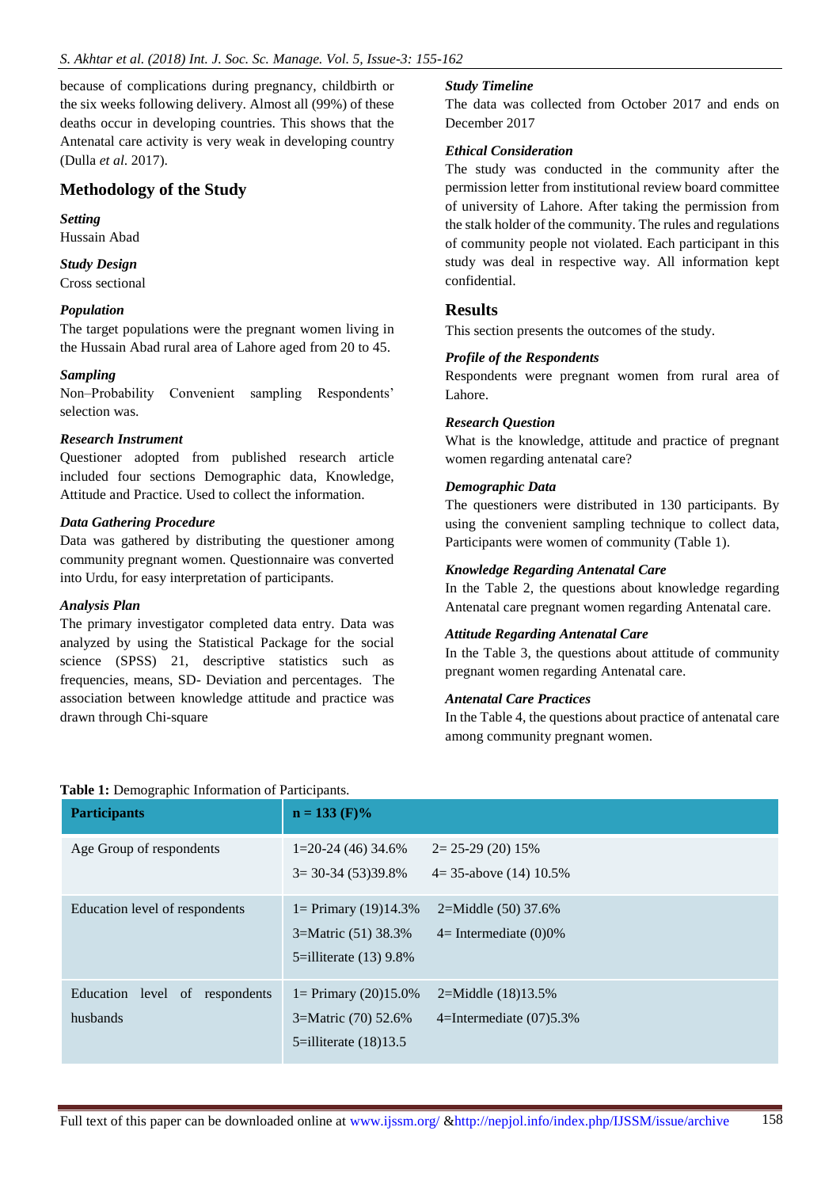because of complications during pregnancy, childbirth or the six weeks following delivery. Almost all (99%) of these deaths occur in developing countries. This shows that the Antenatal care activity is very weak in developing country (Dulla *et al.* 2017).

## Methodology of the Study

***Setting***

Hussain Abad

***Study Design***

Cross sectional

***Population***

The target populations were the pregnant women living in the Hussain Abad rural area of Lahore aged from 20 to 45.

***Sampling***

Non–Probability Convenient sampling Respondents' selection was.

***Research Instrument***

Questioner adopted from published research article included four sections Demographic data, Knowledge, Attitude and Practice. Used to collect the information.

***Data Gathering Procedure***

Data was gathered by distributing the questioner among community pregnant women. Questionnaire was converted into Urdu, for easy interpretation of participants.

***Analysis Plan***

The primary investigator completed data entry. Data was analyzed by using the Statistical Package for the social science (SPSS) 21, descriptive statistics such as frequencies, means, SD- Deviation and percentages. The association between knowledge attitude and practice was drawn through Chi-square

***Study Timeline***

The data was collected from October 2017 and ends on December 2017

***Ethical Consideration***

The study was conducted in the community after the permission letter from institutional review board committee of university of Lahore. After taking the permission from the stalk holder of the community. The rules and regulations of community people not violated. Each participant in this study was deal in respective way. All information kept confidential.

## Results

This section presents the outcomes of the study.

***Profile of the Respondents***

Respondents were pregnant women from rural area of Lahore.

***Research Question***

What is the knowledge, attitude and practice of pregnant women regarding antenatal care?

***Demographic Data***

The questioners were distributed in 130 participants. By using the convenient sampling technique to collect data, Participants were women of community (Table 1).

***Knowledge Regarding Antenatal Care***

In the Table 2, the questions about knowledge regarding Antenatal care pregnant women regarding Antenatal care.

***Attitude Regarding Antenatal Care***

In the Table 3, the questions about attitude of community pregnant women regarding Antenatal care.

***Antenatal Care Practices***

In the Table 4, the questions about practice of antenatal care among community pregnant women.

**Table 1:** Demographic Information of Participants.

| Participants | n = 133 (F)% |
|---|---|
| Age Group of respondents | 1=20-24 (46) 34.6% 2= 25-29 (20) 15% 3= 30-34 (53)39.8% 4= 35-above (14) 10.5% |
| Education level of respondents | 1= Primary (19)14.3% 2=Middle (50) 37.6% 3=Matric (51) 38.3% 4= Intermediate (0)0% 5=illiterate (13) 9.8% |
| Education level of respondents husbands | 1= Primary (20)15.0% 2=Middle (18)13.5% 3=Matric (70) 52.6% 4=Intermediate (07)5.3% 5=illiterate (18)13.5 |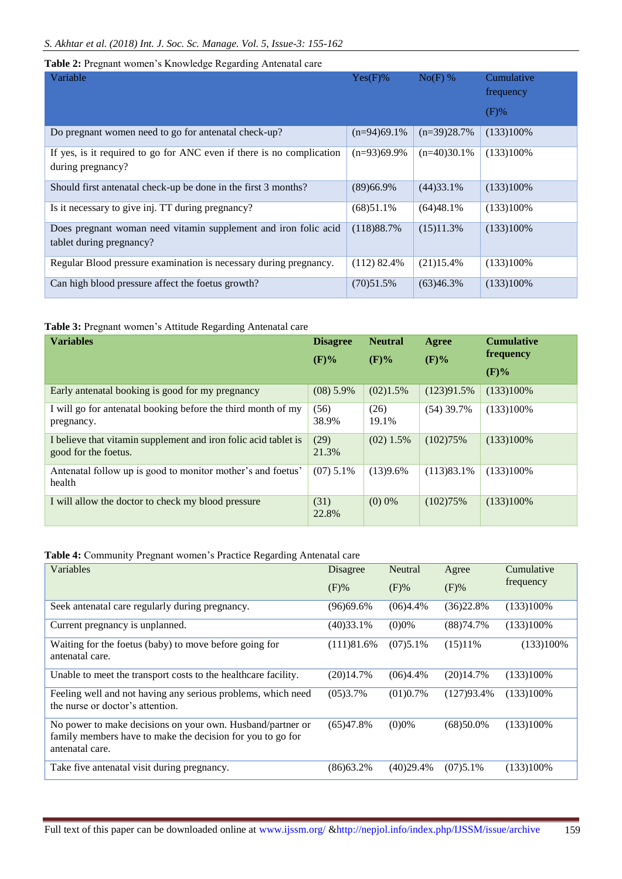**Table 2:** Pregnant women's Knowledge Regarding Antenatal care

| Variable | Yes(F)% | No(F) % | Cumulative frequency (F)% |
|---|---|---|---|
| Do pregnant women need to go for antenatal check-up? | (n=94)69.1% | (n=39)28.7% | (133)100% |
| If yes, is it required to go for ANC even if there is no complication during pregnancy? | (n=93)69.9% | (n=40)30.1% | (133)100% |
| Should first antenatal check-up be done in the first 3 months? | (89)66.9% | (44)33.1% | (133)100% |
| Is it necessary to give inj. TT during pregnancy? | (68)51.1% | (64)48.1% | (133)100% |
| Does pregnant woman need vitamin supplement and iron folic acid tablet during pregnancy? | (118)88.7% | (15)11.3% | (133)100% |
| Regular Blood pressure examination is necessary during pregnancy. | (112) 82.4% | (21)15.4% | (133)100% |
| Can high blood pressure affect the foetus growth? | (70)51.5% | (63)46.3% | (133)100% |

**Table 3:** Pregnant women's Attitude Regarding Antenatal care

| **Variables** | **Disagree (F)%** | **Neutral (F)%** | **Agree (F)%** | **Cumulative frequency (F)%** |
|---|---|---|---|---|
| Early antenatal booking is good for my pregnancy | (08) 5.9% | (02)1.5% | (123)91.5% | (133)100% |
| I will go for antenatal booking before the third month of my pregnancy. | (56) 38.9% | (26) 19.1% | (54) 39.7% | (133)100% |
| I believe that vitamin supplement and iron folic acid tablet is good for the foetus. | (29) 21.3% | (02) 1.5% | (102)75% | (133)100% |
| Antenatal follow up is good to monitor mother's and foetus' health | (07) 5.1% | (13)9.6% | (113)83.1% | (133)100% |
| I will allow the doctor to check my blood pressure | (31) 22.8% | (0) 0% | (102)75% | (133)100% |

**Table 4:** Community Pregnant women's Practice Regarding Antenatal care

| Variables | Disagree (F)% | Neutral (F)% | Agree (F)% | Cumulative frequency |
|---|---|---|---|---|
| Seek antenatal care regularly during pregnancy. | (96)69.6% | (06)4.4% | (36)22.8% | (133)100% |
| Current pregnancy is unplanned. | (40)33.1% | (0)0% | (88)74.7% | (133)100% |
| Waiting for the foetus (baby) to move before going for antenatal care. | (111)81.6% | (07)5.1% | (15)11% | (133)100% |
| Unable to meet the transport costs to the healthcare facility. | (20)14.7% | (06)4.4% | (20)14.7% | (133)100% |
| Feeling well and not having any serious problems, which need the nurse or doctor's attention. | (05)3.7% | (01)0.7% | (127)93.4% | (133)100% |
| No power to make decisions on your own. Husband/partner or family members have to make the decision for you to go for antenatal care. | (65)47.8% | (0)0% | (68)50.0% | (133)100% |
| Take five antenatal visit during pregnancy. | (86)63.2% | (40)29.4% | (07)5.1% | (133)100% |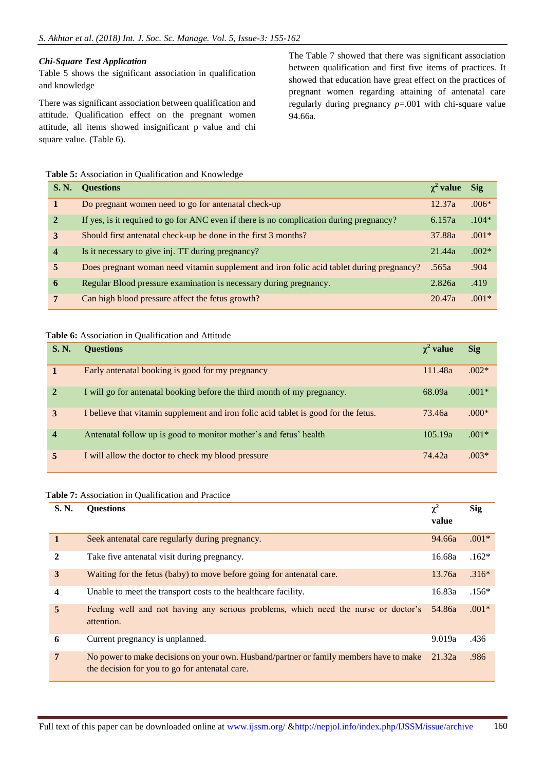### *Chi-Square Test Application*

Table 5 shows the significant association in qualification and knowledge

There was significant association between qualification and attitude. Qualification effect on the pregnant women attitude, all items showed insignificant p value and chi square value. (Table 6).

The Table 7 showed that there was significant association between qualification and first five items of practices. It showed that education have great effect on the practices of pregnant women regarding attaining of antenatal care regularly during pregnancy $p$=.001 with chi-square value 94.66a.

**Table 5:** Association in Qualification and Knowledge

| S. N. | Questions | $\chi^2$ value | Sig |
|---|---|---|---|
| 1 | Do pregnant women need to go for antenatal check-up | 12.37a | .006* |
| 2 | If yes, is it required to go for ANC even if there is no complication during pregnancy? | 6.157a | .104* |
| 3 | Should first antenatal check-up be done in the first 3 months? | 37.88a | .001* |
| 4 | Is it necessary to give inj. TT during pregnancy? | 21.44a | .002* |
| 5 | Does pregnant woman need vitamin supplement and iron folic acid tablet during pregnancy? | .565a | .904 |
| 6 | Regular Blood pressure examination is necessary during pregnancy. | 2.826a | .419 |
| 7 | Can high blood pressure affect the fetus growth? | 20.47a | .001* |

**Table 6:** Association in Qualification and Attitude

| S. N. | Questions | $\chi^2$ value | Sig |
|---|---|---|---|
| 1 | Early antenatal booking is good for my pregnancy | 111.48a | .002* |
| 2 | I will go for antenatal booking before the third month of my pregnancy. | 68.09a | .001* |
| 3 | I believe that vitamin supplement and iron folic acid tablet is good for the fetus. | 73.46a | .000* |
| 4 | Antenatal follow up is good to monitor mother's and fetus' health | 105.19a | .001* |
| 5 | I will allow the doctor to check my blood pressure | 74.42a | .003* |

**Table 7:** Association in Qualification and Practice

| S. N. | Questions | $\chi^2$ value | Sig |
|---|---|---|---|
| 1 | Seek antenatal care regularly during pregnancy. | 94.66a | .001* |
| 2 | Take five antenatal visit during pregnancy. | 16.68a | .162* |
| 3 | Waiting for the fetus (baby) to move before going for antenatal care. | 13.76a | .316* |
| 4 | Unable to meet the transport costs to the healthcare facility. | 16.83a | .156* |
| 5 | Feeling well and not having any serious problems, which need the nurse or doctor's attention. | 54.86a | .001* |
| 6 | Current pregnancy is unplanned. | 9.019a | .436 |
| 7 | No power to make decisions on your own. Husband/partner or family members have to make the decision for you to go for antenatal care. | 21.32a | .986 |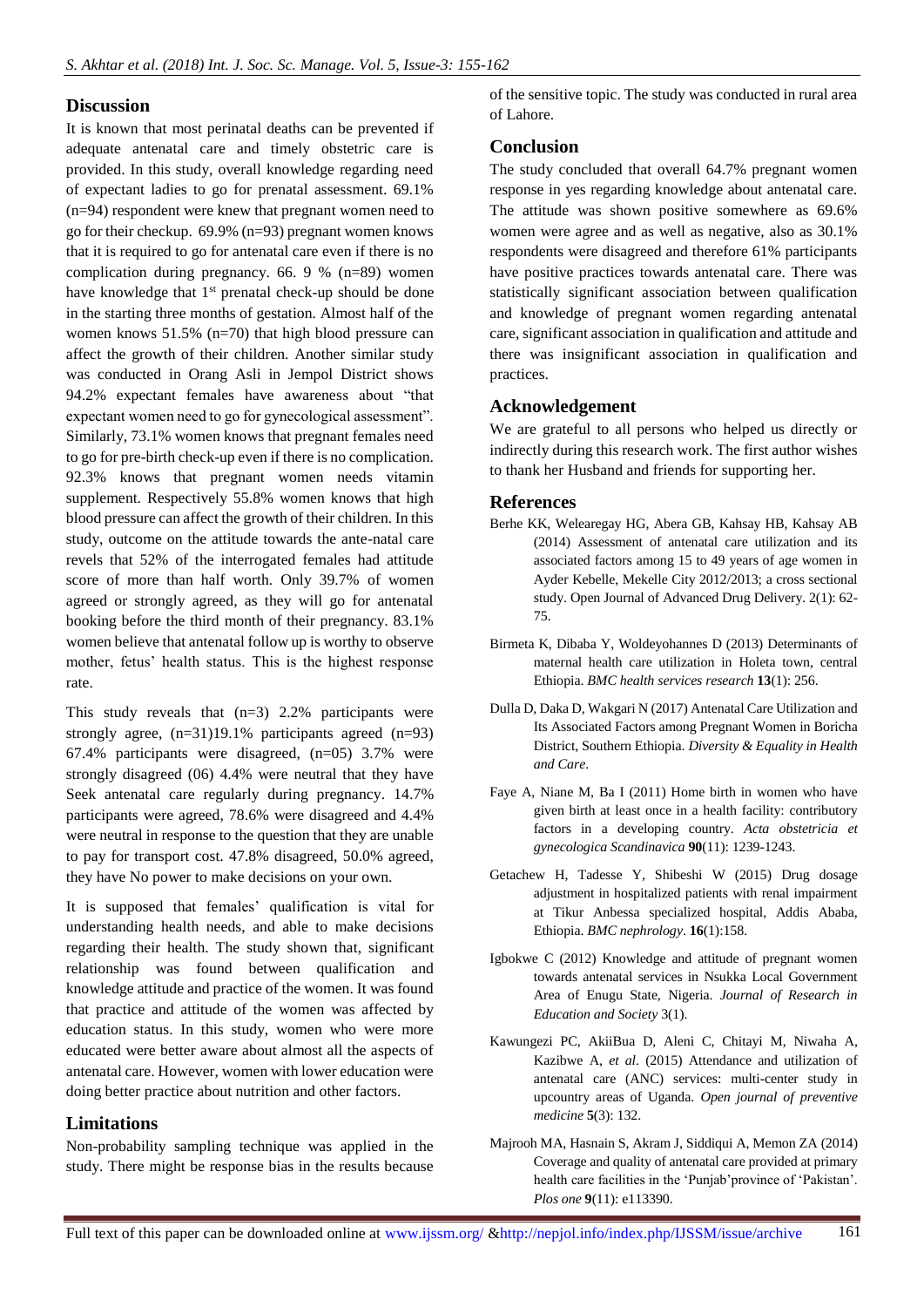## Discussion

It is known that most perinatal deaths can be prevented if adequate antenatal care and timely obstetric care is provided. In this study, overall knowledge regarding need of expectant ladies to go for prenatal assessment. 69.1% (n=94) respondent were knew that pregnant women need to go for their checkup. 69.9% (n=93) pregnant women knows that it is required to go for antenatal care even if there is no complication during pregnancy. 66. 9 % (n=89) women have knowledge that 1st prenatal check-up should be done in the starting three months of gestation. Almost half of the women knows 51.5% (n=70) that high blood pressure can affect the growth of their children. Another similar study was conducted in Orang Asli in Jempol District shows 94.2% expectant females have awareness about "that expectant women need to go for gynecological assessment". Similarly, 73.1% women knows that pregnant females need to go for pre-birth check-up even if there is no complication. 92.3% knows that pregnant women needs vitamin supplement. Respectively 55.8% women knows that high blood pressure can affect the growth of their children. In this study, outcome on the attitude towards the ante-natal care revels that 52% of the interrogated females had attitude score of more than half worth. Only 39.7% of women agreed or strongly agreed, as they will go for antenatal booking before the third month of their pregnancy. 83.1% women believe that antenatal follow up is worthy to observe mother, fetus' health status. This is the highest response rate.

This study reveals that (n=3) 2.2% participants were strongly agree, (n=31)19.1% participants agreed (n=93) 67.4% participants were disagreed, (n=05) 3.7% were strongly disagreed (06) 4.4% were neutral that they have Seek antenatal care regularly during pregnancy. 14.7% participants were agreed, 78.6% were disagreed and 4.4% were neutral in response to the question that they are unable to pay for transport cost. 47.8% disagreed, 50.0% agreed, they have No power to make decisions on your own.

It is supposed that females' qualification is vital for understanding health needs, and able to make decisions regarding their health. The study shown that, significant relationship was found between qualification and knowledge attitude and practice of the women. It was found that practice and attitude of the women was affected by education status. In this study, women who were more educated were better aware about almost all the aspects of antenatal care. However, women with lower education were doing better practice about nutrition and other factors.

## Limitations

Non-probability sampling technique was applied in the study. There might be response bias in the results because of the sensitive topic. The study was conducted in rural area of Lahore.

## Conclusion

The study concluded that overall 64.7% pregnant women response in yes regarding knowledge about antenatal care. The attitude was shown positive somewhere as 69.6% women were agree and as well as negative, also as 30.1% respondents were disagreed and therefore 61% participants have positive practices towards antenatal care. There was statistically significant association between qualification and knowledge of pregnant women regarding antenatal care, significant association in qualification and attitude and there was insignificant association in qualification and practices.

## Acknowledgement

We are grateful to all persons who helped us directly or indirectly during this research work. The first author wishes to thank her Husband and friends for supporting her.

## References

Berhe KK, Welearegay HG, Abera GB, Kahsay HB, Kahsay AB (2014) Assessment of antenatal care utilization and its associated factors among 15 to 49 years of age women in Ayder Kebelle, Mekelle City 2012/2013; a cross sectional study. Open Journal of Advanced Drug Delivery. 2(1): 62-75.

Birmeta K, Dibaba Y, Woldeyohannes D (2013) Determinants of maternal health care utilization in Holeta town, central Ethiopia. *BMC health services research* **13**(1): 256.

Dulla D, Daka D, Wakgari N (2017) Antenatal Care Utilization and Its Associated Factors among Pregnant Women in Boricha District, Southern Ethiopia. *Diversity & Equality in Health and Care*.

Faye A, Niane M, Ba I (2011) Home birth in women who have given birth at least once in a health facility: contributory factors in a developing country. *Acta obstetricia et gynecologica Scandinavica* **90**(11): 1239-1243.

Getachew H, Tadesse Y, Shibeshi W (2015) Drug dosage adjustment in hospitalized patients with renal impairment at Tikur Anbessa specialized hospital, Addis Ababa, Ethiopia. *BMC nephrology*. **16**(1):158.

Igbokwe C (2012) Knowledge and attitude of pregnant women towards antenatal services in Nsukka Local Government Area of Enugu State, Nigeria. *Journal of Research in Education and Society* 3(1).

Kawungezi PC, AkiiBua D, Aleni C, Chitayi M, Niwaha A, Kazibwe A, *et al*. (2015) Attendance and utilization of antenatal care (ANC) services: multi-center study in upcountry areas of Uganda. *Open journal of preventive medicine* **5**(3): 132.

Majrooh MA, Hasnain S, Akram J, Siddiqui A, Memon ZA (2014) Coverage and quality of antenatal care provided at primary health care facilities in the 'Punjab'province of 'Pakistan'. *Plos one* **9**(11): e113390.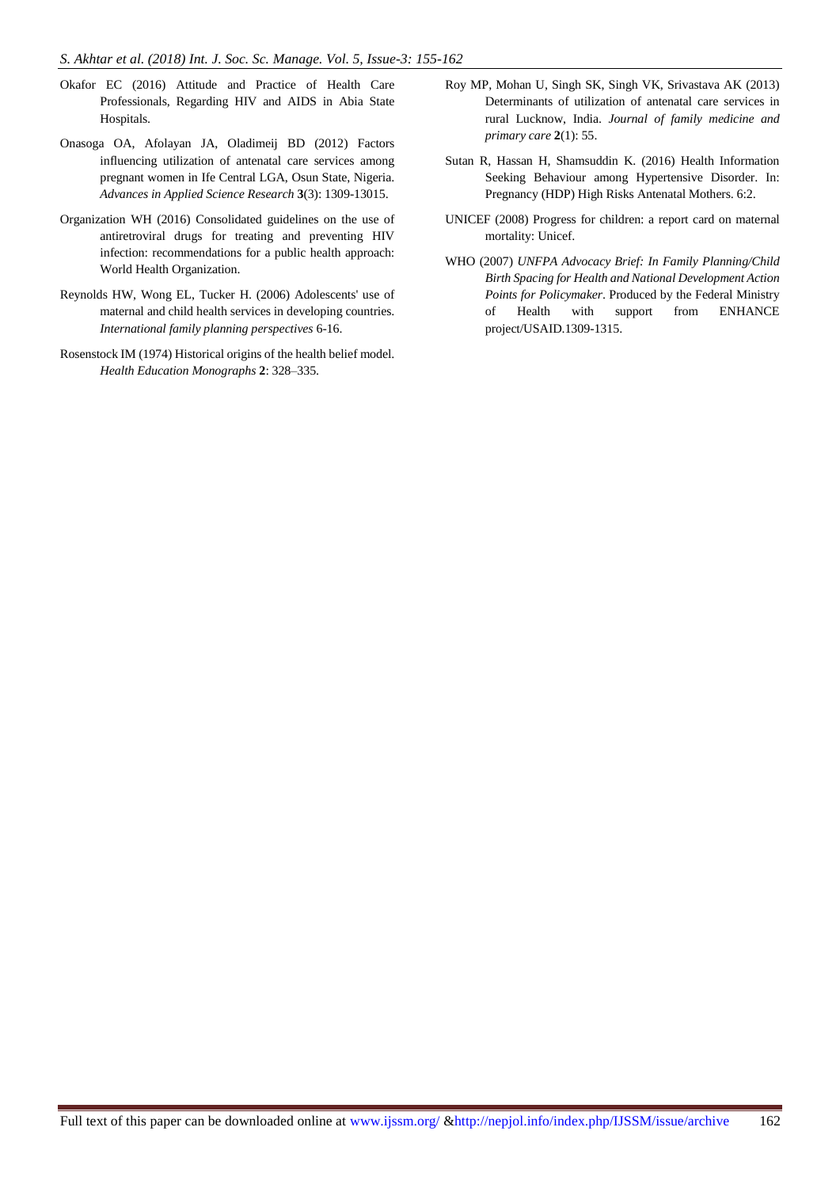Okafor EC (2016) Attitude and Practice of Health Care Professionals, Regarding HIV and AIDS in Abia State Hospitals.

Onasoga OA, Afolayan JA, Oladimeij BD (2012) Factors influencing utilization of antenatal care services among pregnant women in Ife Central LGA, Osun State, Nigeria. *Advances in Applied Science Research* **3**(3): 1309-13015.

Organization WH (2016) Consolidated guidelines on the use of antiretroviral drugs for treating and preventing HIV infection: recommendations for a public health approach: World Health Organization.

Reynolds HW, Wong EL, Tucker H. (2006) Adolescents' use of maternal and child health services in developing countries. *International family planning perspectives* 6-16.

Rosenstock IM (1974) Historical origins of the health belief model. *Health Education Monographs* **2**: 328–335.

Roy MP, Mohan U, Singh SK, Singh VK, Srivastava AK (2013) Determinants of utilization of antenatal care services in rural Lucknow, India. *Journal of family medicine and primary care* **2**(1): 55.

Sutan R, Hassan H, Shamsuddin K. (2016) Health Information Seeking Behaviour among Hypertensive Disorder. In: Pregnancy (HDP) High Risks Antenatal Mothers. 6:2.

UNICEF (2008) Progress for children: a report card on maternal mortality: Unicef.

WHO (2007) *UNFPA Advocacy Brief: In Family Planning/Child Birth Spacing for Health and National Development Action Points for Policymaker*. Produced by the Federal Ministry of Health with support from ENHANCE project/USAID.1309-1315.